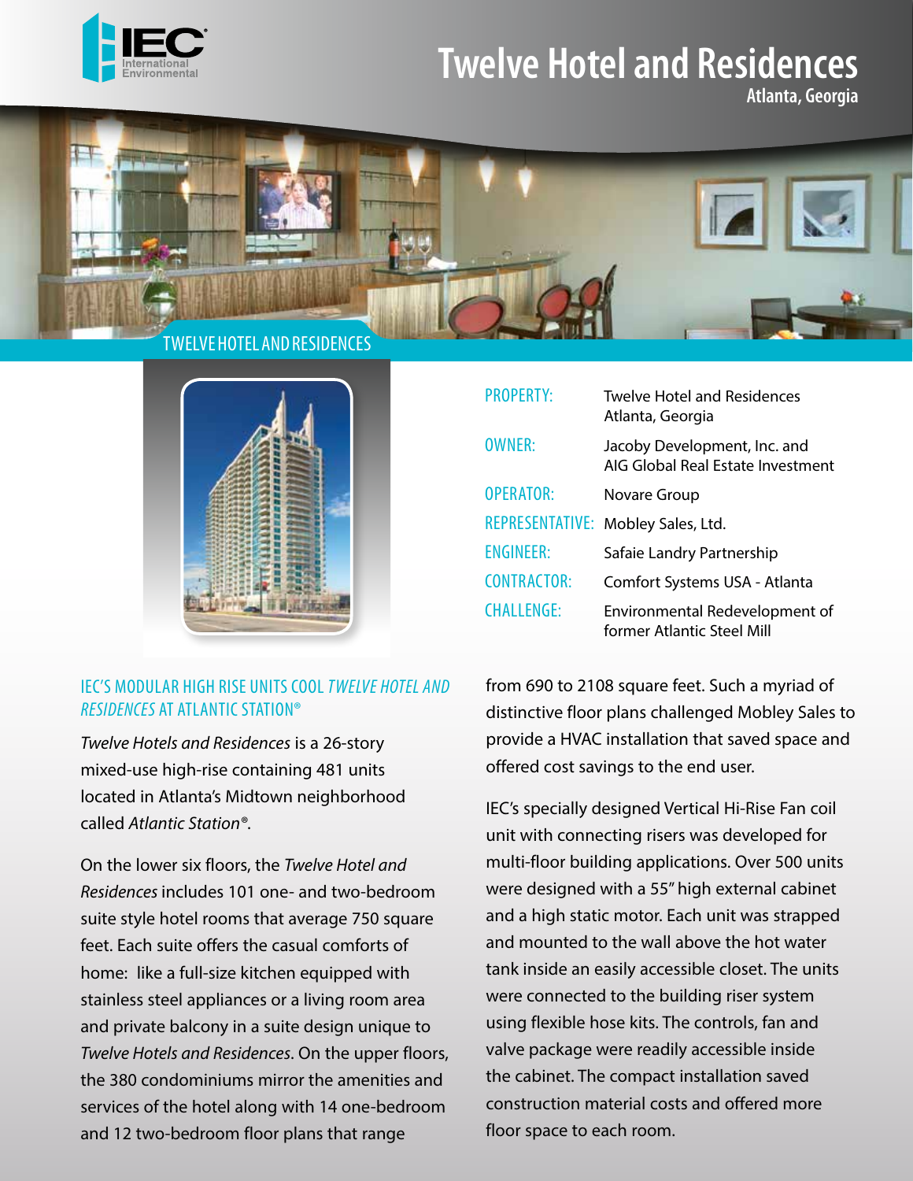# Twelve Hotel and Residences

Atlanta, Georgia

TWELVE HOTEL AND RESIDENCES

| | |
|---|---|
| PROPERTY: | Twelve Hotel and Residences Atlanta, Georgia |
| OWNER: | Jacoby Development, Inc. and AIG Global Real Estate Investment |
| OPERATOR: | Novare Group |
| REPRESENTATIVE: | Mobley Sales, Ltd. |
| ENGINEER: | Safaie Landry Partnership |
| CONTRACTOR: | Comfort Systems USA - Atlanta |
| CHALLENGE: | Environmental Redevelopment of former Atlantic Steel Mill |

## IEC'S MODULAR HIGH RISE UNITS COOL *TWELVE HOTEL AND RESIDENCES* AT ATLANTIC STATION®

*Twelve Hotels and Residences* is a 26-story mixed-use high-rise containing 481 units located in Atlanta's Midtown neighborhood called *Atlantic Station®*.

On the lower six floors, the *Twelve Hotel and Residences* includes 101 one- and two-bedroom suite style hotel rooms that average 750 square feet. Each suite offers the casual comforts of home: like a full-size kitchen equipped with stainless steel appliances or a living room area and private balcony in a suite design unique to *Twelve Hotels and Residences*. On the upper floors, the 380 condominiums mirror the amenities and services of the hotel along with 14 one-bedroom and 12 two-bedroom floor plans that range from 690 to 2108 square feet. Such a myriad of distinctive floor plans challenged Mobley Sales to provide a HVAC installation that saved space and offered cost savings to the end user.

IEC's specially designed Vertical Hi-Rise Fan coil unit with connecting risers was developed for multi-floor building applications. Over 500 units were designed with a 55" high external cabinet and a high static motor. Each unit was strapped and mounted to the wall above the hot water tank inside an easily accessible closet. The units were connected to the building riser system using flexible hose kits. The controls, fan and valve package were readily accessible inside the cabinet. The compact installation saved construction material costs and offered more floor space to each room.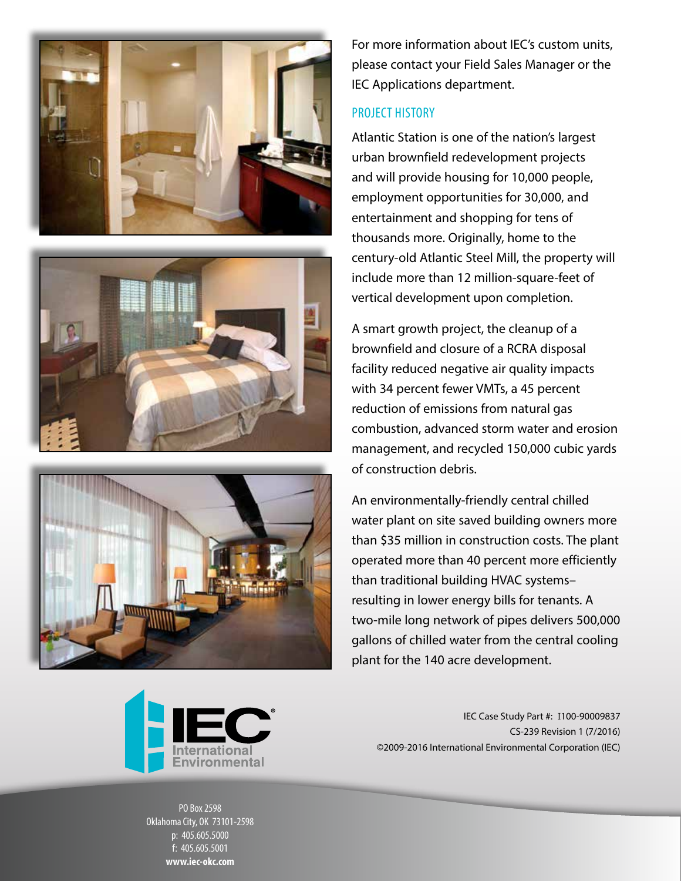For more information about IEC's custom units, please contact your Field Sales Manager or the IEC Applications department.

## PROJECT HISTORY

Atlantic Station is one of the nation's largest urban brownfield redevelopment projects and will provide housing for 10,000 people, employment opportunities for 30,000, and entertainment and shopping for tens of thousands more. Originally, home to the century-old Atlantic Steel Mill, the property will include more than 12 million-square-feet of vertical development upon completion.

A smart growth project, the cleanup of a brownfield and closure of a RCRA disposal facility reduced negative air quality impacts with 34 percent fewer VMTs, a 45 percent reduction of emissions from natural gas combustion, advanced storm water and erosion management, and recycled 150,000 cubic yards of construction debris.

An environmentally-friendly central chilled water plant on site saved building owners more than $35 million in construction costs. The plant operated more than 40 percent more efficiently than traditional building HVAC systems– resulting in lower energy bills for tenants. A two-mile long network of pipes delivers 500,000 gallons of chilled water from the central cooling plant for the 140 acre development.

IEC International Environmental

IEC Case Study Part #: I100-90009837
CS-239 Revision 1 (7/2016)
©2009-2016 International Environmental Corporation (IEC)

PO Box 2598
Oklahoma City, OK 73101-2598
p: 405.605.5000
f: 405.605.5001
**www.iec-okc.com**